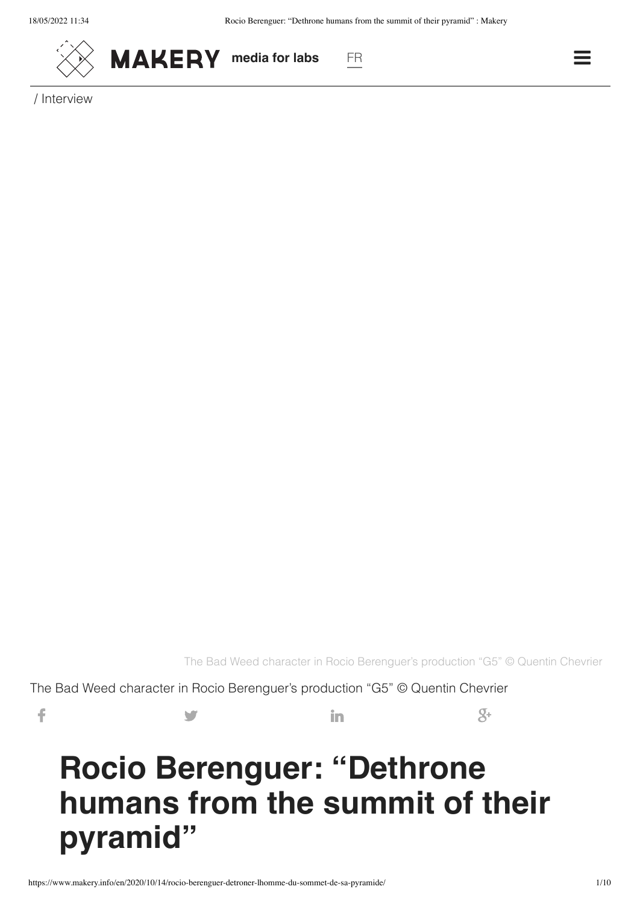MAKERY media for labs FR

/ Interview

The Bad Weed character in Rocio Berenguer's production "G5" © Quentin Chevrier

The Bad Weed character in Rocio Berenguer's production "G5" © Quentin Chevrier

# Rocio Berenguer: "Dethrone humans from the summit of their pyramid"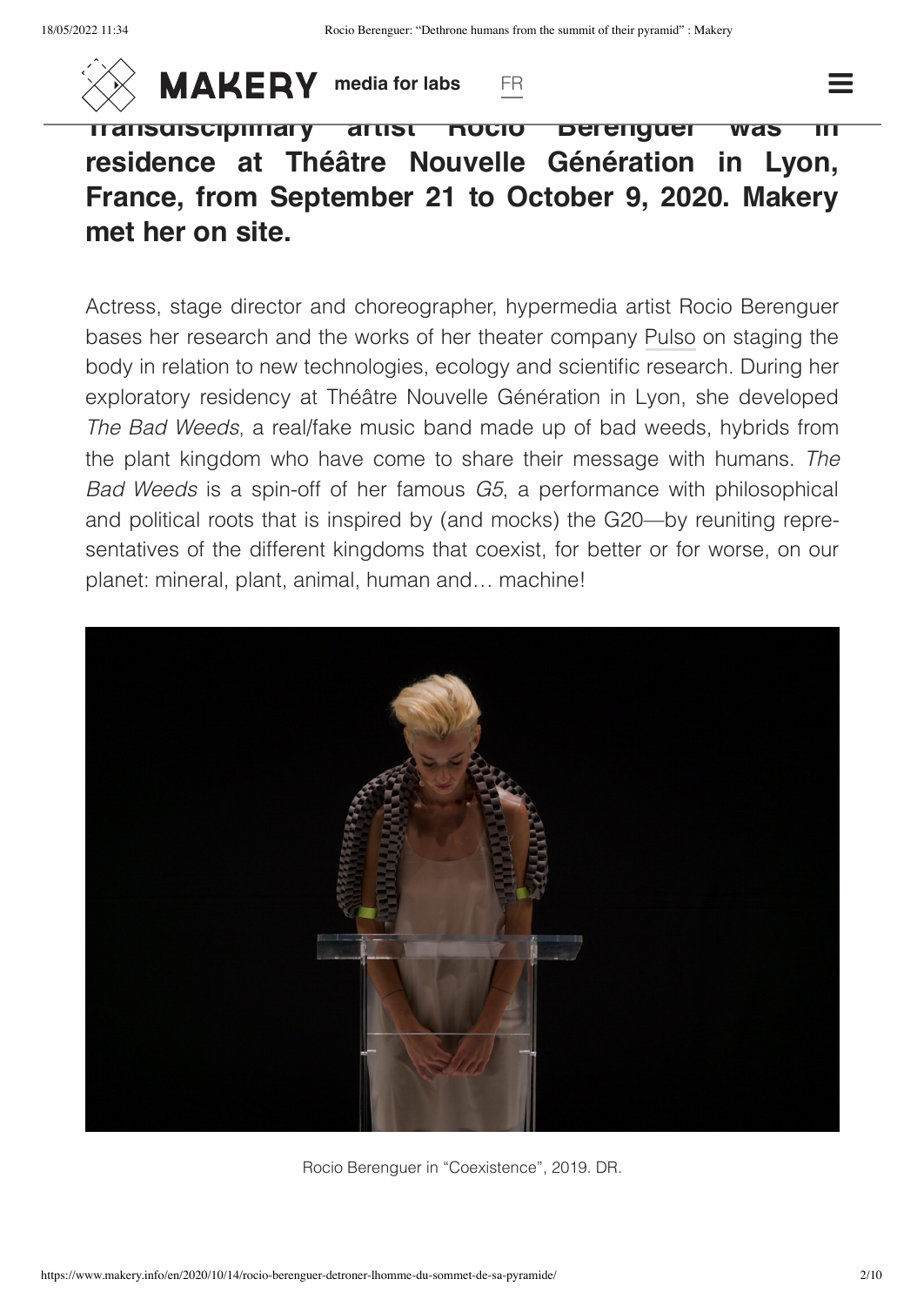**Transdisciplinary artist Rocio Berenguer was in residence at Théâtre Nouvelle Génération in Lyon, France, from September 21 to October 9, 2020. Makery met her on site.**

Actress, stage director and choreographer, hypermedia artist Rocio Berenguer bases her research and the works of her theater company Pulso on staging the body in relation to new technologies, ecology and scientific research. During her exploratory residency at Théâtre Nouvelle Génération in Lyon, she developed *The Bad Weeds*, a real/fake music band made up of bad weeds, hybrids from the plant kingdom who have come to share their message with humans. *The Bad Weeds* is a spin-off of her famous *G5*, a performance with philosophical and political roots that is inspired by (and mocks) the G20—by reuniting representatives of the different kingdoms that coexist, for better or for worse, on our planet: mineral, plant, animal, human and… machine!

Rocio Berenguer in "Coexistence", 2019. DR.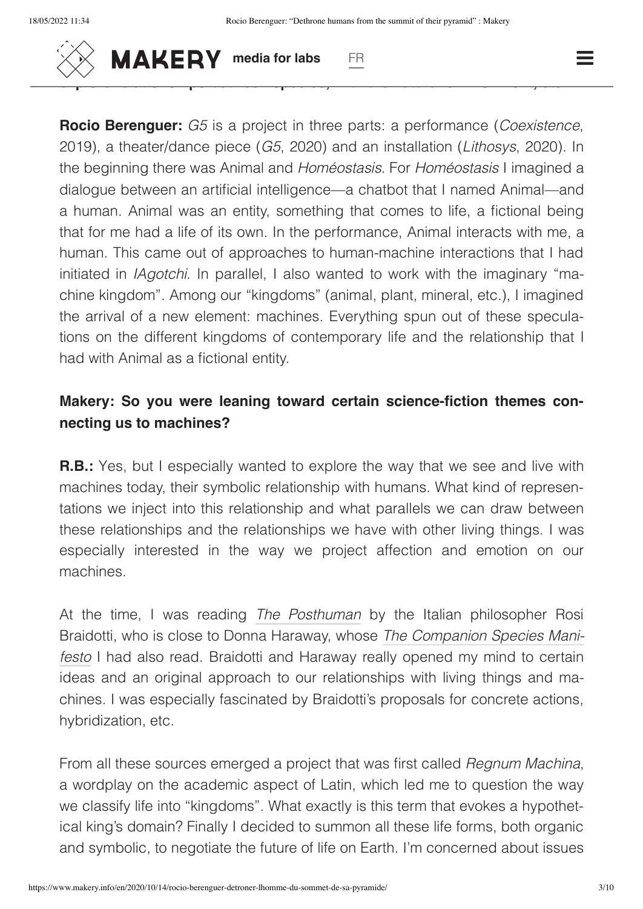**Rocio Berenguer:** *G5* is a project in three parts: a performance (*Coexistence*, 2019), a theater/dance piece (*G5*, 2020) and an installation (*Lithosys*, 2020). In the beginning there was Animal and *Homéostasis*. For *Homéostasis* I imagined a dialogue between an artificial intelligence—a chatbot that I named Animal—and a human. Animal was an entity, something that comes to life, a fictional being that for me had a life of its own. In the performance, Animal interacts with me, a human. This came out of approaches to human-machine interactions that I had initiated in *IAgotchi*. In parallel, I also wanted to work with the imaginary "machine kingdom". Among our "kingdoms" (animal, plant, mineral, etc.), I imagined the arrival of a new element: machines. Everything spun out of these speculations on the different kingdoms of contemporary life and the relationship that I had with Animal as a fictional entity.

**Makery: So you were leaning toward certain science-fiction themes connecting us to machines?**

**R.B.:** Yes, but I especially wanted to explore the way that we see and live with machines today, their symbolic relationship with humans. What kind of representations we inject into this relationship and what parallels we can draw between these relationships and the relationships we have with other living things. I was especially interested in the way we project affection and emotion on our machines.

At the time, I was reading *The Posthuman* by the Italian philosopher Rosi Braidotti, who is close to Donna Haraway, whose *The Companion Species Manifesto* I had also read. Braidotti and Haraway really opened my mind to certain ideas and an original approach to our relationships with living things and machines. I was especially fascinated by Braidotti's proposals for concrete actions, hybridization, etc.

From all these sources emerged a project that was first called *Regnum Machina*, a wordplay on the academic aspect of Latin, which led me to question the way we classify life into "kingdoms". What exactly is this term that evokes a hypothetical king's domain? Finally I decided to summon all these life forms, both organic and symbolic, to negotiate the future of life on Earth. I'm concerned about issues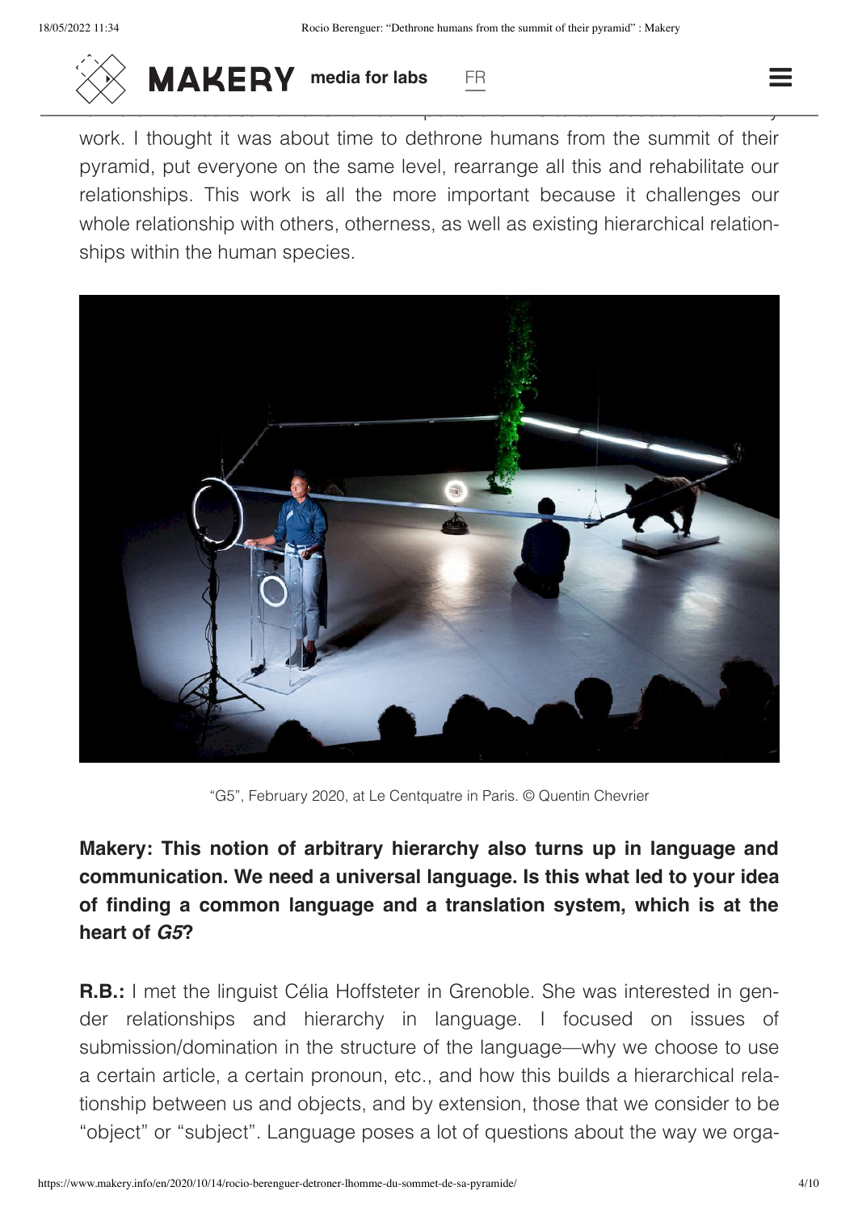work. I thought it was about time to dethrone humans from the summit of their pyramid, put everyone on the same level, rearrange all this and rehabilitate our relationships. This work is all the more important because it challenges our whole relationship with others, otherness, as well as existing hierarchical relationships within the human species.

"G5", February 2020, at Le Centquatre in Paris. © Quentin Chevrier

**Makery: This notion of arbitrary hierarchy also turns up in language and communication. We need a universal language. Is this what led to your idea of finding a common language and a translation system, which is at the heart of *G5*?**

**R.B.:** I met the linguist Célia Hoffsteter in Grenoble. She was interested in gender relationships and hierarchy in language. I focused on issues of submission/domination in the structure of the language—why we choose to use a certain article, a certain pronoun, etc., and how this builds a hierarchical relationship between us and objects, and by extension, those that we consider to be "object" or "subject". Language poses a lot of questions about the way we orga-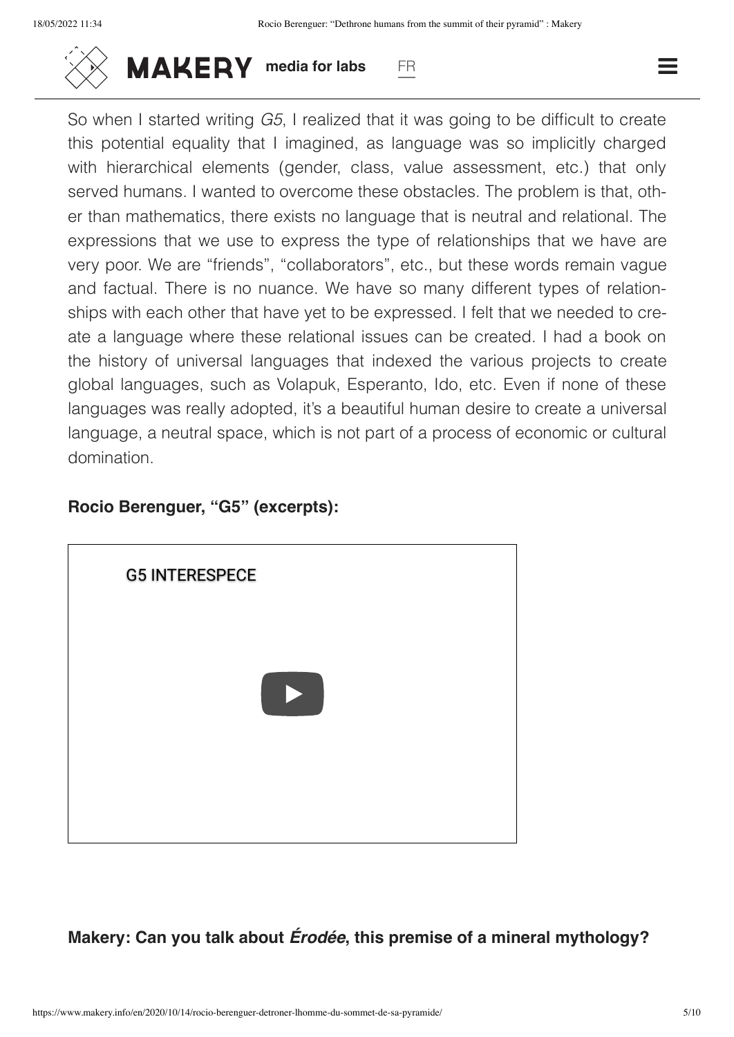So when I started writing *G5*, I realized that it was going to be difficult to create this potential equality that I imagined, as language was so implicitly charged with hierarchical elements (gender, class, value assessment, etc.) that only served humans. I wanted to overcome these obstacles. The problem is that, other than mathematics, there exists no language that is neutral and relational. The expressions that we use to express the type of relationships that we have are very poor. We are "friends", "collaborators", etc., but these words remain vague and factual. There is no nuance. We have so many different types of relationships with each other that have yet to be expressed. I felt that we needed to create a language where these relational issues can be created. I had a book on the history of universal languages that indexed the various projects to create global languages, such as Volapuk, Esperanto, Ido, etc. Even if none of these languages was really adopted, it's a beautiful human desire to create a universal language, a neutral space, which is not part of a process of economic or cultural domination.

**Rocio Berenguer, "G5" (excerpts):**

G5 INTERESPECE

**Makery: Can you talk about *Érodée*, this premise of a mineral mythology?**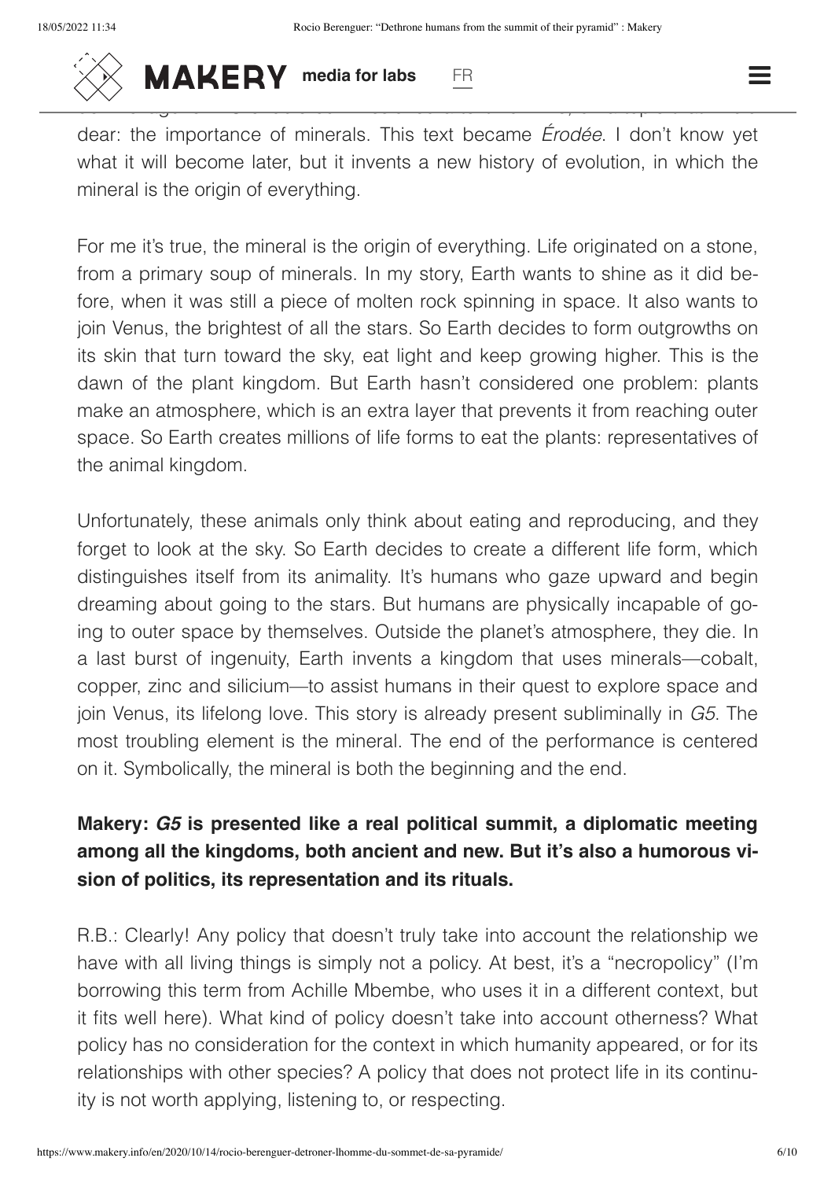dear: the importance of minerals. This text became *Érodée*. I don't know yet what it will become later, but it invents a new history of evolution, in which the mineral is the origin of everything.

For me it's true, the mineral is the origin of everything. Life originated on a stone, from a primary soup of minerals. In my story, Earth wants to shine as it did before, when it was still a piece of molten rock spinning in space. It also wants to join Venus, the brightest of all the stars. So Earth decides to form outgrowths on its skin that turn toward the sky, eat light and keep growing higher. This is the dawn of the plant kingdom. But Earth hasn't considered one problem: plants make an atmosphere, which is an extra layer that prevents it from reaching outer space. So Earth creates millions of life forms to eat the plants: representatives of the animal kingdom.

Unfortunately, these animals only think about eating and reproducing, and they forget to look at the sky. So Earth decides to create a different life form, which distinguishes itself from its animality. It's humans who gaze upward and begin dreaming about going to the stars. But humans are physically incapable of going to outer space by themselves. Outside the planet's atmosphere, they die. In a last burst of ingenuity, Earth invents a kingdom that uses minerals—cobalt, copper, zinc and silicium—to assist humans in their quest to explore space and join Venus, its lifelong love. This story is already present subliminally in *G5*. The most troubling element is the mineral. The end of the performance is centered on it. Symbolically, the mineral is both the beginning and the end.

**Makery: *G5* is presented like a real political summit, a diplomatic meeting among all the kingdoms, both ancient and new. But it's also a humorous vision of politics, its representation and its rituals.**

R.B.: Clearly! Any policy that doesn't truly take into account the relationship we have with all living things is simply not a policy. At best, it's a "necropolicy" (I'm borrowing this term from Achille Mbembe, who uses it in a different context, but it fits well here). What kind of policy doesn't take into account otherness? What policy has no consideration for the context in which humanity appeared, or for its relationships with other species? A policy that does not protect life in its continuity is not worth applying, listening to, or respecting.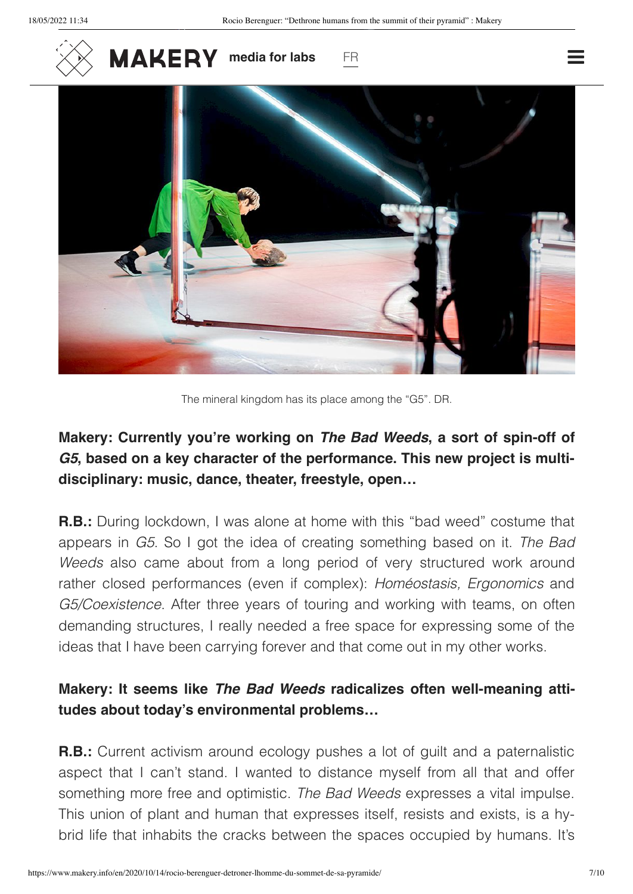The mineral kingdom has its place among the "G5". DR.

**Makery: Currently you're working on *The Bad Weeds*, a sort of spin-off of *G5*, based on a key character of the performance. This new project is multi-disciplinary: music, dance, theater, freestyle, open…**

**R.B.:** During lockdown, I was alone at home with this "bad weed" costume that appears in *G5*. So I got the idea of creating something based on it. *The Bad Weeds* also came about from a long period of very structured work around rather closed performances (even if complex): *Homéostasis, Ergonomics* and *G5/Coexistence*. After three years of touring and working with teams, on often demanding structures, I really needed a free space for expressing some of the ideas that I have been carrying forever and that come out in my other works.

**Makery: It seems like *The Bad Weeds* radicalizes often well-meaning attitudes about today's environmental problems…**

**R.B.:** Current activism around ecology pushes a lot of guilt and a paternalistic aspect that I can't stand. I wanted to distance myself from all that and offer something more free and optimistic. *The Bad Weeds* expresses a vital impulse. This union of plant and human that expresses itself, resists and exists, is a hybrid life that inhabits the cracks between the spaces occupied by humans. It's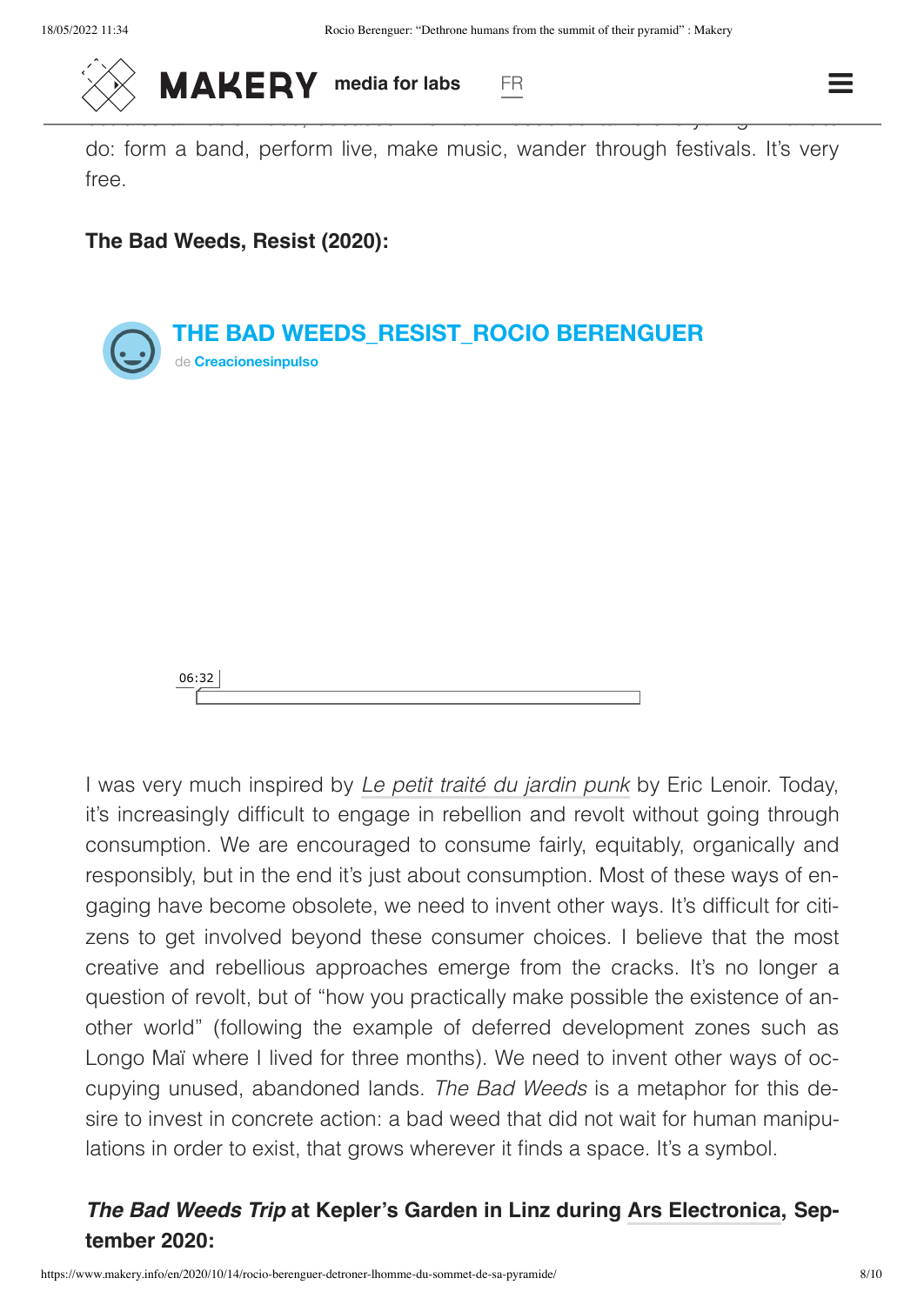do: form a band, perform live, make music, wander through festivals. It's very free.

**The Bad Weeds, Resist (2020):**

**THE BAD WEEDS_RESIST_ROCIO BERENGUER**
de **Creacionesinpulso**

06:32

I was very much inspired by *Le petit traité du jardin punk* by Eric Lenoir. Today, it's increasingly difficult to engage in rebellion and revolt without going through consumption. We are encouraged to consume fairly, equitably, organically and responsibly, but in the end it's just about consumption. Most of these ways of engaging have become obsolete, we need to invent other ways. It's difficult for citizens to get involved beyond these consumer choices. I believe that the most creative and rebellious approaches emerge from the cracks. It's no longer a question of revolt, but of "how you practically make possible the existence of another world" (following the example of deferred development zones such as Longo Maï where I lived for three months). We need to invent other ways of occupying unused, abandoned lands. *The Bad Weeds* is a metaphor for this desire to invest in concrete action: a bad weed that did not wait for human manipulations in order to exist, that grows wherever it finds a space. It's a symbol.

***The Bad Weeds Trip* at Kepler's Garden in Linz during Ars Electronica, September 2020:**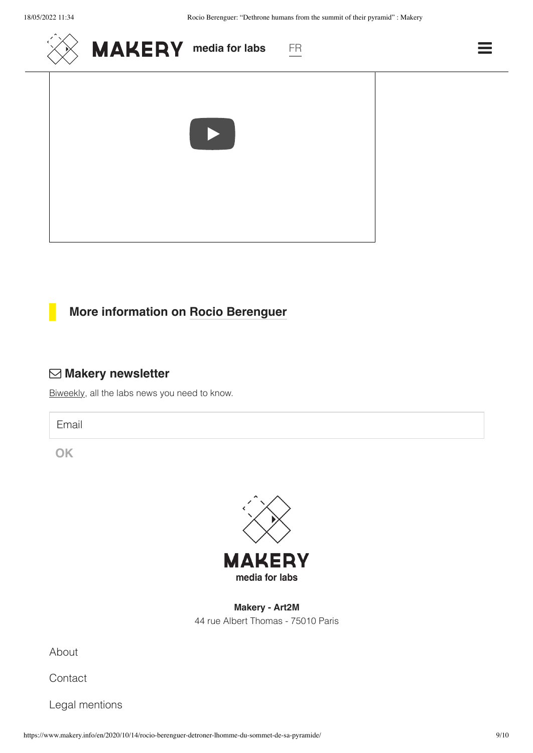**More information on Rocio Berenguer**

## Makery newsletter

Biweekly, all the labs news you need to know.

Email

OK

**MAKERY**

**media for labs**

**Makery - Art2M**

44 rue Albert Thomas - 75010 Paris

About

Contact

Legal mentions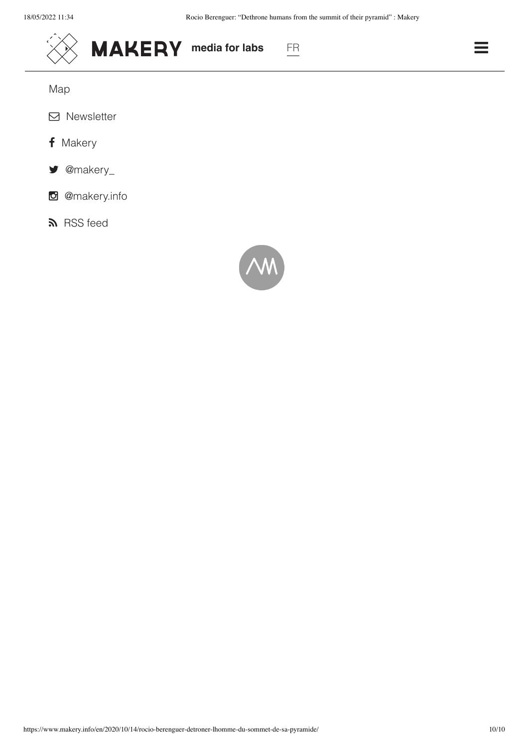MAKERY media for labs FR

Map

Newsletter

Makery

@makery_

@makery.info

RSS feed